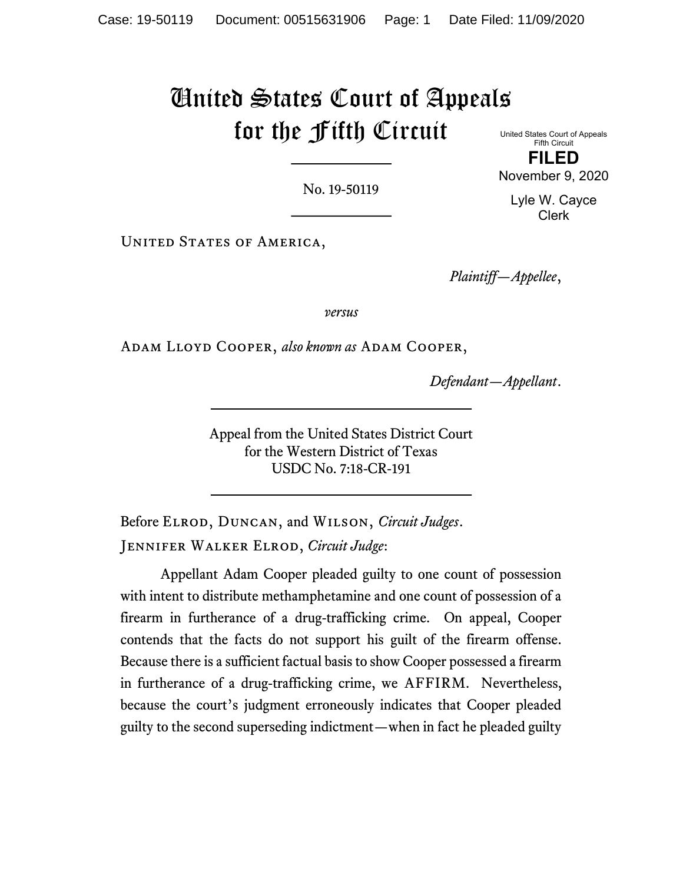# United States Court of Appeals for the Fifth Circuit

United States Court of Appeals
Fifth Circuit

**FILED**

November 9, 2020

Lyle W. Cayce
Clerk

No. 19-50119

United States of America,

*Plaintiff—Appellee*,

*versus*

Adam Lloyd Cooper, *also known as* Adam Cooper,

*Defendant—Appellant*.

Appeal from the United States District Court
for the Western District of Texas
USDC No. 7:18-CR-191

Before Elrod, Duncan, and Wilson, *Circuit Judges*.

Jennifer Walker Elrod, *Circuit Judge*:

Appellant Adam Cooper pleaded guilty to one count of possession with intent to distribute methamphetamine and one count of possession of a firearm in furtherance of a drug-trafficking crime. On appeal, Cooper contends that the facts do not support his guilt of the firearm offense. Because there is a sufficient factual basis to show Cooper possessed a firearm in furtherance of a drug-trafficking crime, we AFFIRM. Nevertheless, because the court's judgment erroneously indicates that Cooper pleaded guilty to the second superseding indictment—when in fact he pleaded guilty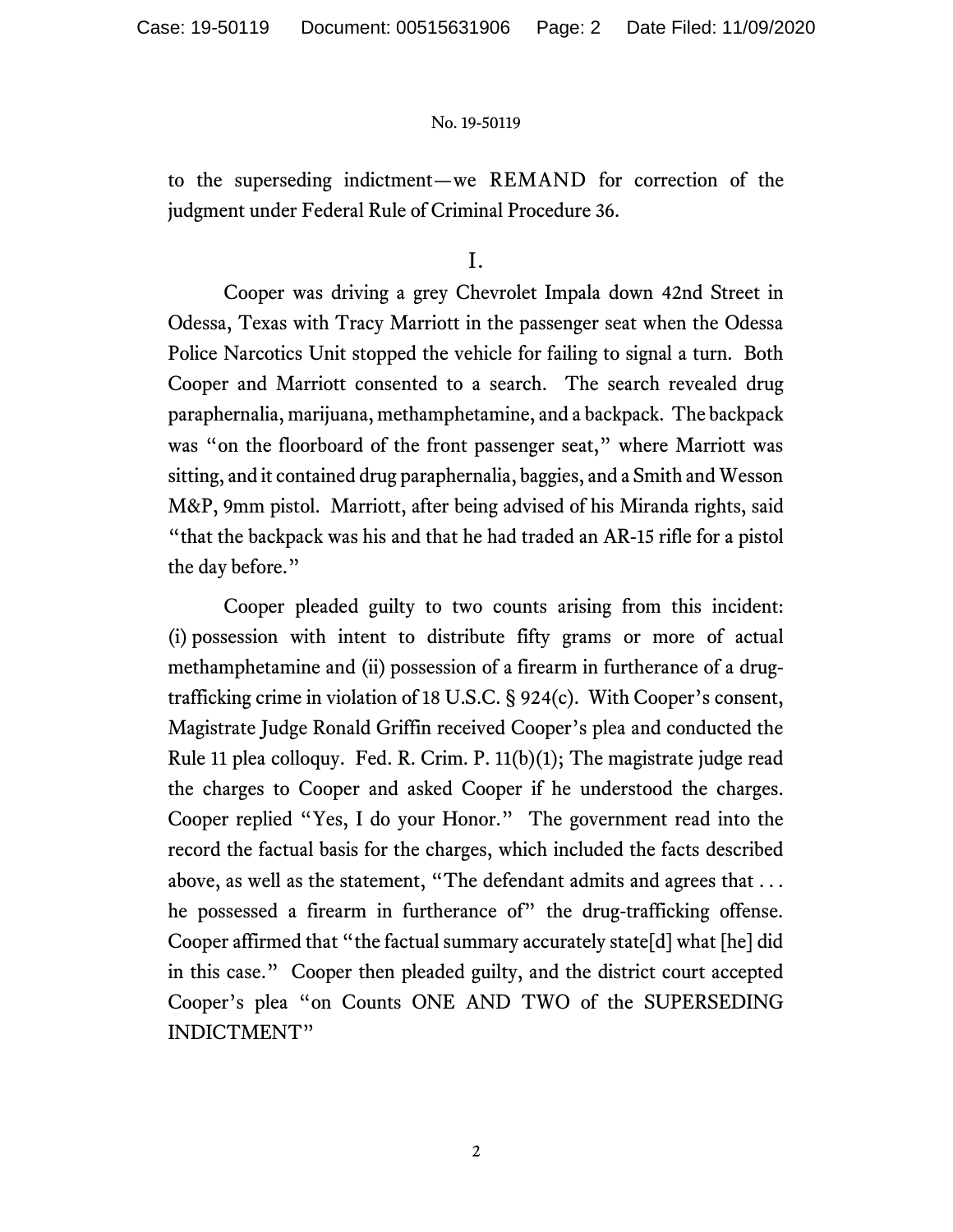to the superseding indictment—we REMAND for correction of the judgment under Federal Rule of Criminal Procedure 36.

## I.

Cooper was driving a grey Chevrolet Impala down 42nd Street in Odessa, Texas with Tracy Marriott in the passenger seat when the Odessa Police Narcotics Unit stopped the vehicle for failing to signal a turn. Both Cooper and Marriott consented to a search. The search revealed drug paraphernalia, marijuana, methamphetamine, and a backpack. The backpack was "on the floorboard of the front passenger seat," where Marriott was sitting, and it contained drug paraphernalia, baggies, and a Smith and Wesson M&P, 9mm pistol. Marriott, after being advised of his Miranda rights, said "that the backpack was his and that he had traded an AR-15 rifle for a pistol the day before."

Cooper pleaded guilty to two counts arising from this incident: (i) possession with intent to distribute fifty grams or more of actual methamphetamine and (ii) possession of a firearm in furtherance of a drug-trafficking crime in violation of 18 U.S.C. § 924(c). With Cooper's consent, Magistrate Judge Ronald Griffin received Cooper's plea and conducted the Rule 11 plea colloquy. Fed. R. Crim. P. 11(b)(1); The magistrate judge read the charges to Cooper and asked Cooper if he understood the charges. Cooper replied "Yes, I do your Honor." The government read into the record the factual basis for the charges, which included the facts described above, as well as the statement, "The defendant admits and agrees that . . . he possessed a firearm in furtherance of" the drug-trafficking offense. Cooper affirmed that "the factual summary accurately state[d] what [he] did in this case." Cooper then pleaded guilty, and the district court accepted Cooper's plea "on Counts ONE AND TWO of the SUPERSEDING INDICTMENT"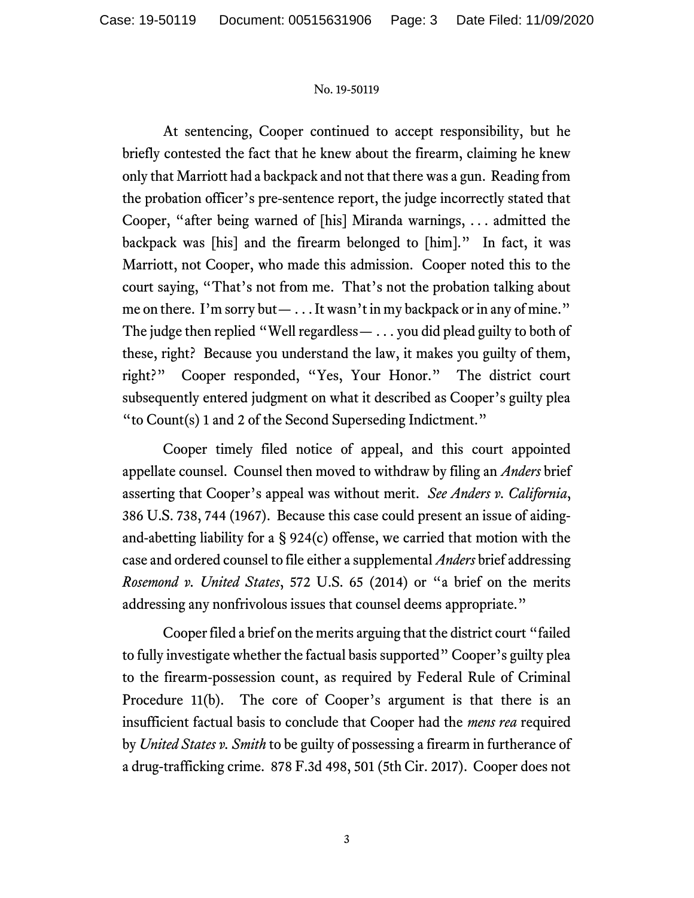At sentencing, Cooper continued to accept responsibility, but he briefly contested the fact that he knew about the firearm, claiming he knew only that Marriott had a backpack and not that there was a gun. Reading from the probation officer's pre-sentence report, the judge incorrectly stated that Cooper, "after being warned of [his] Miranda warnings, . . . admitted the backpack was [his] and the firearm belonged to [him]." In fact, it was Marriott, not Cooper, who made this admission. Cooper noted this to the court saying, "That's not from me. That's not the probation talking about me on there. I'm sorry but— . . . It wasn't in my backpack or in any of mine." The judge then replied "Well regardless— . . . you did plead guilty to both of these, right? Because you understand the law, it makes you guilty of them, right?" Cooper responded, "Yes, Your Honor." The district court subsequently entered judgment on what it described as Cooper's guilty plea "to Count(s) 1 and 2 of the Second Superseding Indictment."

Cooper timely filed notice of appeal, and this court appointed appellate counsel. Counsel then moved to withdraw by filing an *Anders* brief asserting that Cooper's appeal was without merit. *See Anders v. California*, 386 U.S. 738, 744 (1967). Because this case could present an issue of aiding-and-abetting liability for a § 924(c) offense, we carried that motion with the case and ordered counsel to file either a supplemental *Anders* brief addressing *Rosemond v. United States*, 572 U.S. 65 (2014) or "a brief on the merits addressing any nonfrivolous issues that counsel deems appropriate."

Cooper filed a brief on the merits arguing that the district court "failed to fully investigate whether the factual basis supported" Cooper's guilty plea to the firearm-possession count, as required by Federal Rule of Criminal Procedure 11(b). The core of Cooper's argument is that there is an insufficient factual basis to conclude that Cooper had the *mens rea* required by *United States v. Smith* to be guilty of possessing a firearm in furtherance of a drug-trafficking crime. 878 F.3d 498, 501 (5th Cir. 2017). Cooper does not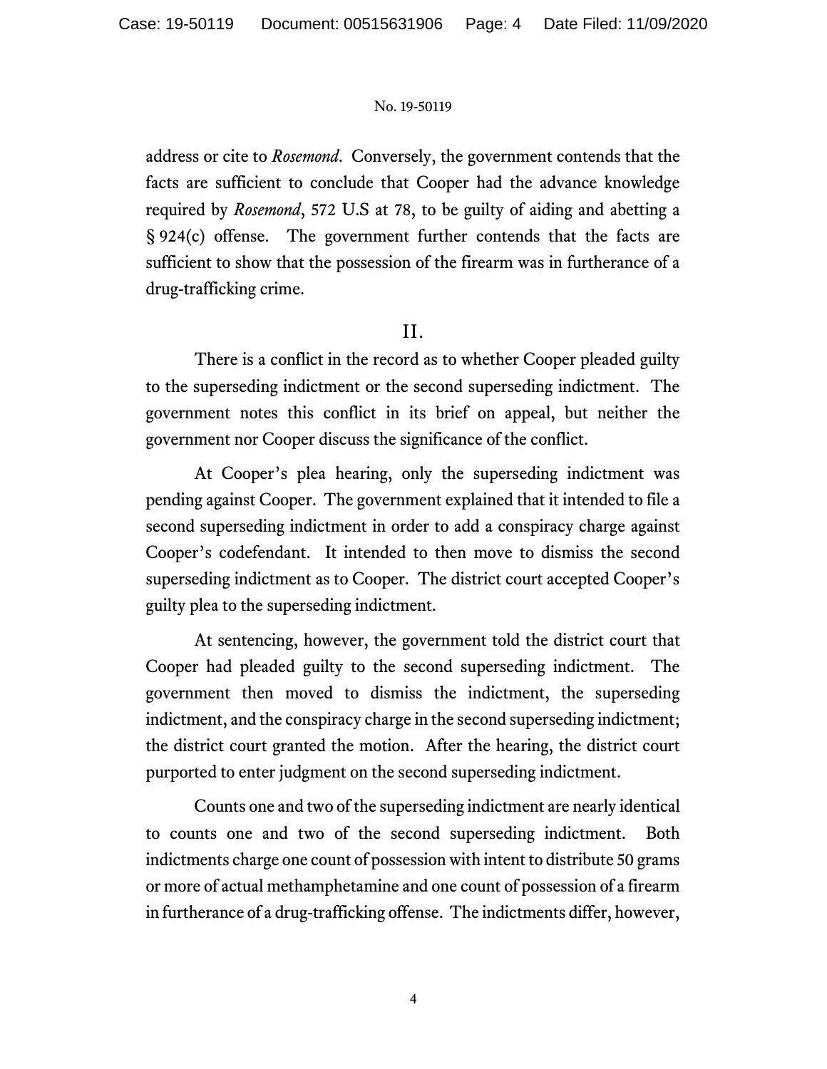address or cite to *Rosemond*. Conversely, the government contends that the facts are sufficient to conclude that Cooper had the advance knowledge required by *Rosemond*, 572 U.S at 78, to be guilty of aiding and abetting a § 924(c) offense. The government further contends that the facts are sufficient to show that the possession of the firearm was in furtherance of a drug-trafficking crime.

## II.

There is a conflict in the record as to whether Cooper pleaded guilty to the superseding indictment or the second superseding indictment. The government notes this conflict in its brief on appeal, but neither the government nor Cooper discuss the significance of the conflict.

At Cooper's plea hearing, only the superseding indictment was pending against Cooper. The government explained that it intended to file a second superseding indictment in order to add a conspiracy charge against Cooper's codefendant. It intended to then move to dismiss the second superseding indictment as to Cooper. The district court accepted Cooper's guilty plea to the superseding indictment.

At sentencing, however, the government told the district court that Cooper had pleaded guilty to the second superseding indictment. The government then moved to dismiss the indictment, the superseding indictment, and the conspiracy charge in the second superseding indictment; the district court granted the motion. After the hearing, the district court purported to enter judgment on the second superseding indictment.

Counts one and two of the superseding indictment are nearly identical to counts one and two of the second superseding indictment. Both indictments charge one count of possession with intent to distribute 50 grams or more of actual methamphetamine and one count of possession of a firearm in furtherance of a drug-trafficking offense. The indictments differ, however,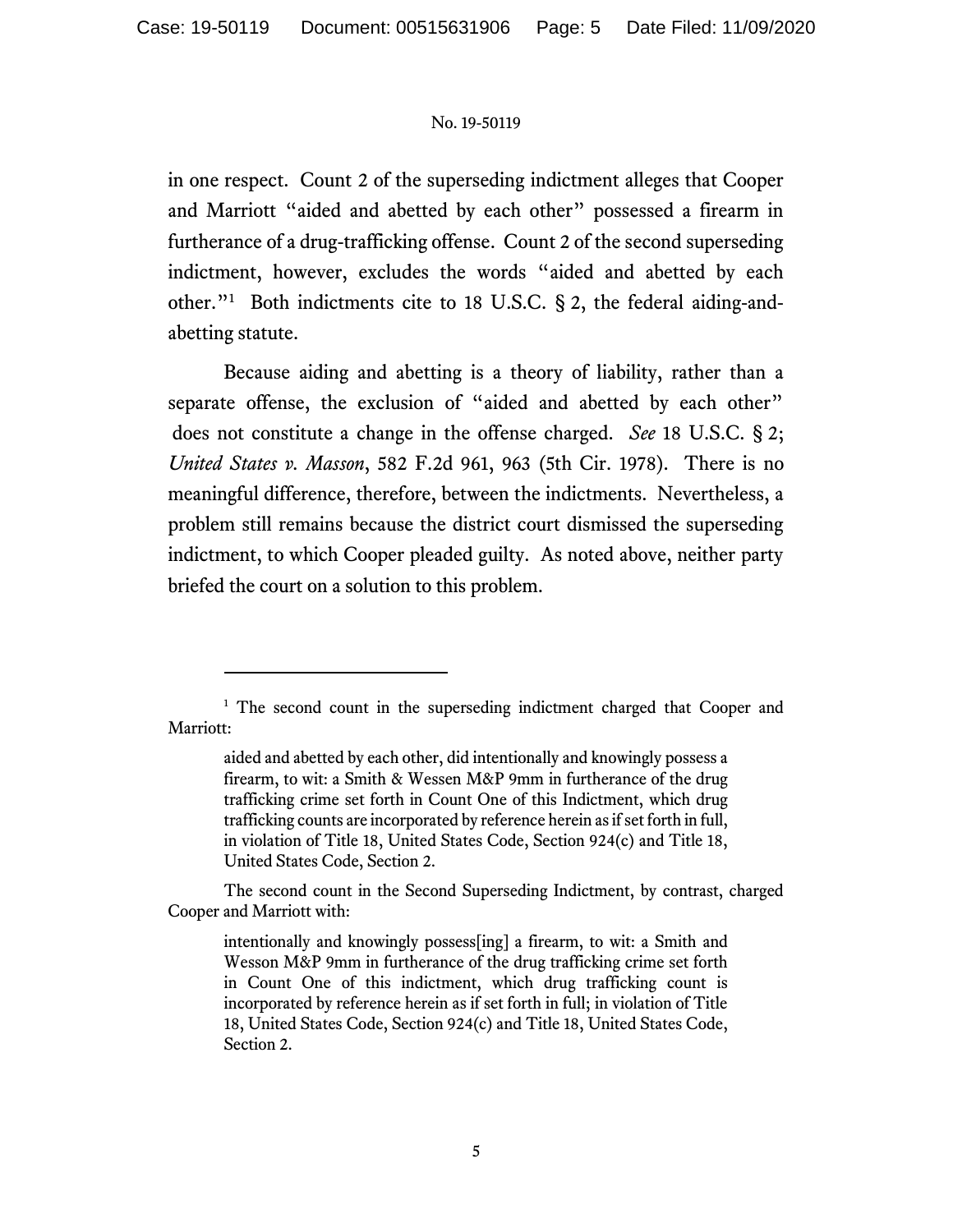in one respect. Count 2 of the superseding indictment alleges that Cooper and Marriott "aided and abetted by each other" possessed a firearm in furtherance of a drug-trafficking offense. Count 2 of the second superseding indictment, however, excludes the words "aided and abetted by each other."[1] Both indictments cite to 18 U.S.C. § 2, the federal aiding-and-abetting statute.

Because aiding and abetting is a theory of liability, rather than a separate offense, the exclusion of "aided and abetted by each other" does not constitute a change in the offense charged. *See* 18 U.S.C. § 2; *United States v. Masson*, 582 F.2d 961, 963 (5th Cir. 1978). There is no meaningful difference, therefore, between the indictments. Nevertheless, a problem still remains because the district court dismissed the superseding indictment, to which Cooper pleaded guilty. As noted above, neither party briefed the court on a solution to this problem.

---

[1] The second count in the superseding indictment charged that Cooper and Marriott:

> aided and abetted by each other, did intentionally and knowingly possess a firearm, to wit: a Smith & Wessen M&P 9mm in furtherance of the drug trafficking crime set forth in Count One of this Indictment, which drug trafficking counts are incorporated by reference herein as if set forth in full, in violation of Title 18, United States Code, Section 924(c) and Title 18, United States Code, Section 2.

The second count in the Second Superseding Indictment, by contrast, charged Cooper and Marriott with:

> intentionally and knowingly possess[ing] a firearm, to wit: a Smith and Wesson M&P 9mm in furtherance of the drug trafficking crime set forth in Count One of this indictment, which drug trafficking count is incorporated by reference herein as if set forth in full; in violation of Title 18, United States Code, Section 924(c) and Title 18, United States Code, Section 2.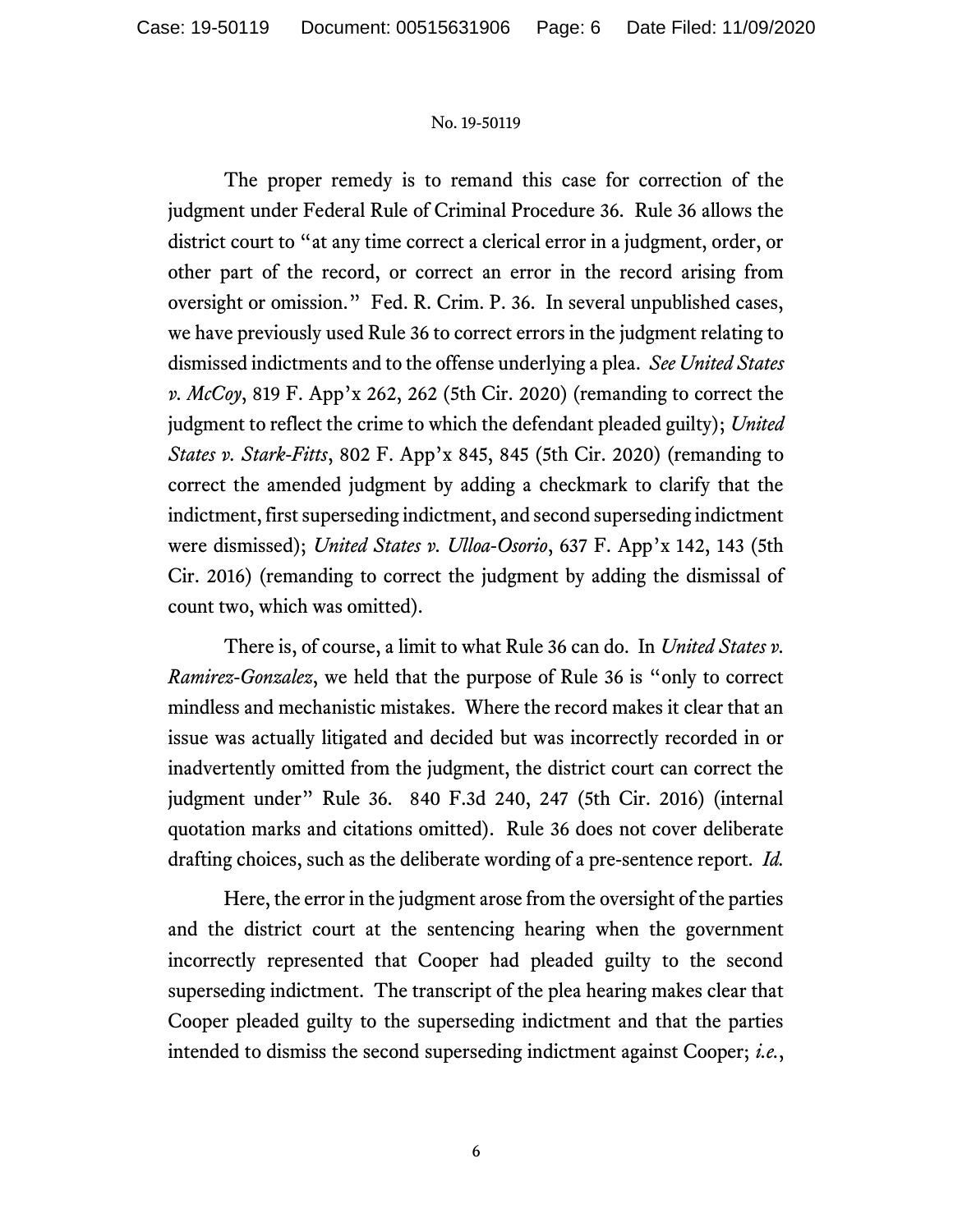The proper remedy is to remand this case for correction of the judgment under Federal Rule of Criminal Procedure 36. Rule 36 allows the district court to "at any time correct a clerical error in a judgment, order, or other part of the record, or correct an error in the record arising from oversight or omission." Fed. R. Crim. P. 36. In several unpublished cases, we have previously used Rule 36 to correct errors in the judgment relating to dismissed indictments and to the offense underlying a plea. *See United States v. McCoy*, 819 F. App'x 262, 262 (5th Cir. 2020) (remanding to correct the judgment to reflect the crime to which the defendant pleaded guilty); *United States v. Stark-Fitts*, 802 F. App'x 845, 845 (5th Cir. 2020) (remanding to correct the amended judgment by adding a checkmark to clarify that the indictment, first superseding indictment, and second superseding indictment were dismissed); *United States v. Ulloa-Osorio*, 637 F. App'x 142, 143 (5th Cir. 2016) (remanding to correct the judgment by adding the dismissal of count two, which was omitted).

There is, of course, a limit to what Rule 36 can do. In *United States v. Ramirez-Gonzalez*, we held that the purpose of Rule 36 is "only to correct mindless and mechanistic mistakes. Where the record makes it clear that an issue was actually litigated and decided but was incorrectly recorded in or inadvertently omitted from the judgment, the district court can correct the judgment under" Rule 36. 840 F.3d 240, 247 (5th Cir. 2016) (internal quotation marks and citations omitted). Rule 36 does not cover deliberate drafting choices, such as the deliberate wording of a pre-sentence report. *Id.*

Here, the error in the judgment arose from the oversight of the parties and the district court at the sentencing hearing when the government incorrectly represented that Cooper had pleaded guilty to the second superseding indictment. The transcript of the plea hearing makes clear that Cooper pleaded guilty to the superseding indictment and that the parties intended to dismiss the second superseding indictment against Cooper; *i.e.*,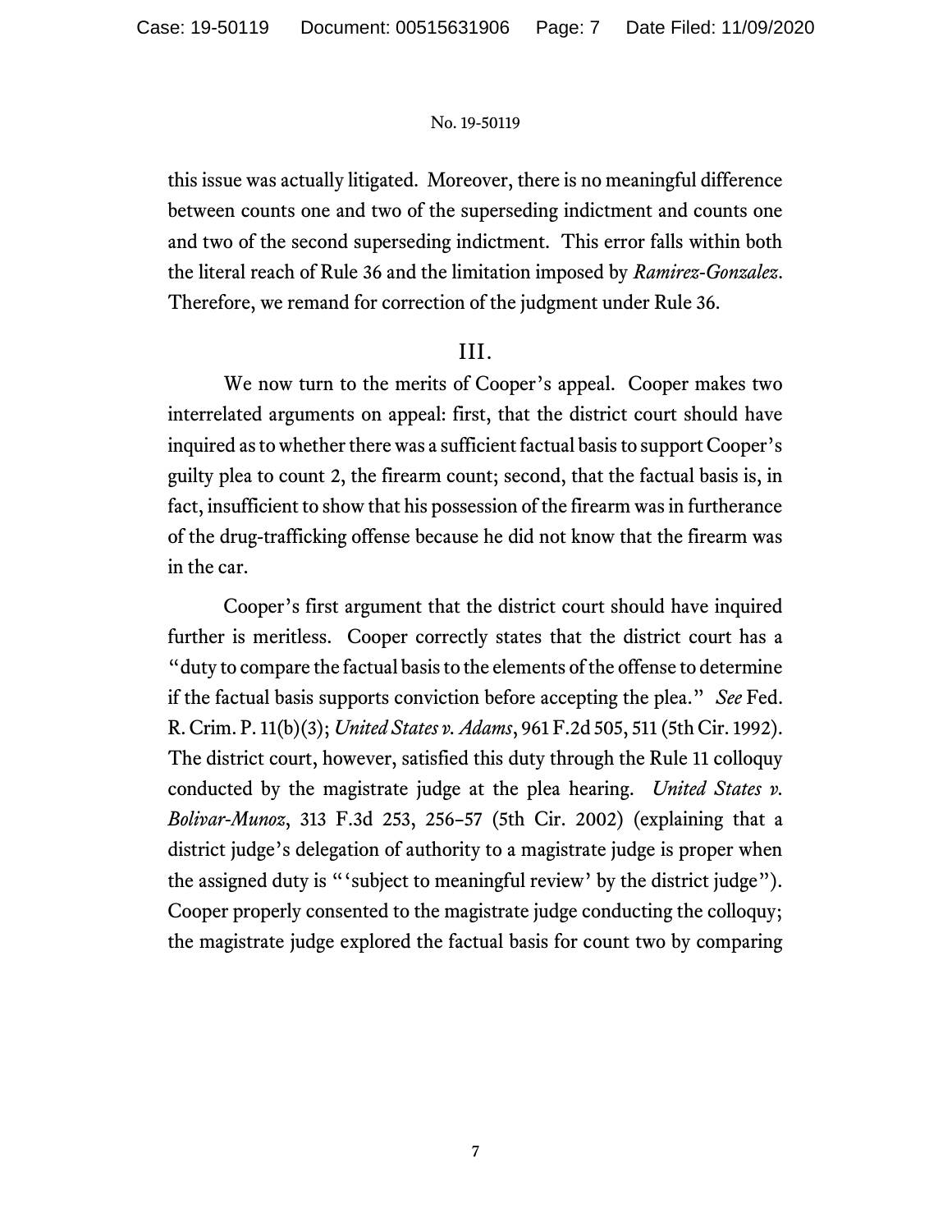this issue was actually litigated. Moreover, there is no meaningful difference between counts one and two of the superseding indictment and counts one and two of the second superseding indictment. This error falls within both the literal reach of Rule 36 and the limitation imposed by *Ramirez-Gonzalez*. Therefore, we remand for correction of the judgment under Rule 36.

## III.

We now turn to the merits of Cooper's appeal. Cooper makes two interrelated arguments on appeal: first, that the district court should have inquired as to whether there was a sufficient factual basis to support Cooper's guilty plea to count 2, the firearm count; second, that the factual basis is, in fact, insufficient to show that his possession of the firearm was in furtherance of the drug-trafficking offense because he did not know that the firearm was in the car.

Cooper's first argument that the district court should have inquired further is meritless. Cooper correctly states that the district court has a "duty to compare the factual basis to the elements of the offense to determine if the factual basis supports conviction before accepting the plea." *See* Fed. R. Crim. P. 11(b)(3); *United States v. Adams*, 961 F.2d 505, 511 (5th Cir. 1992). The district court, however, satisfied this duty through the Rule 11 colloquy conducted by the magistrate judge at the plea hearing. *United States v. Bolivar-Munoz*, 313 F.3d 253, 256–57 (5th Cir. 2002) (explaining that a district judge's delegation of authority to a magistrate judge is proper when the assigned duty is "'subject to meaningful review' by the district judge"). Cooper properly consented to the magistrate judge conducting the colloquy; the magistrate judge explored the factual basis for count two by comparing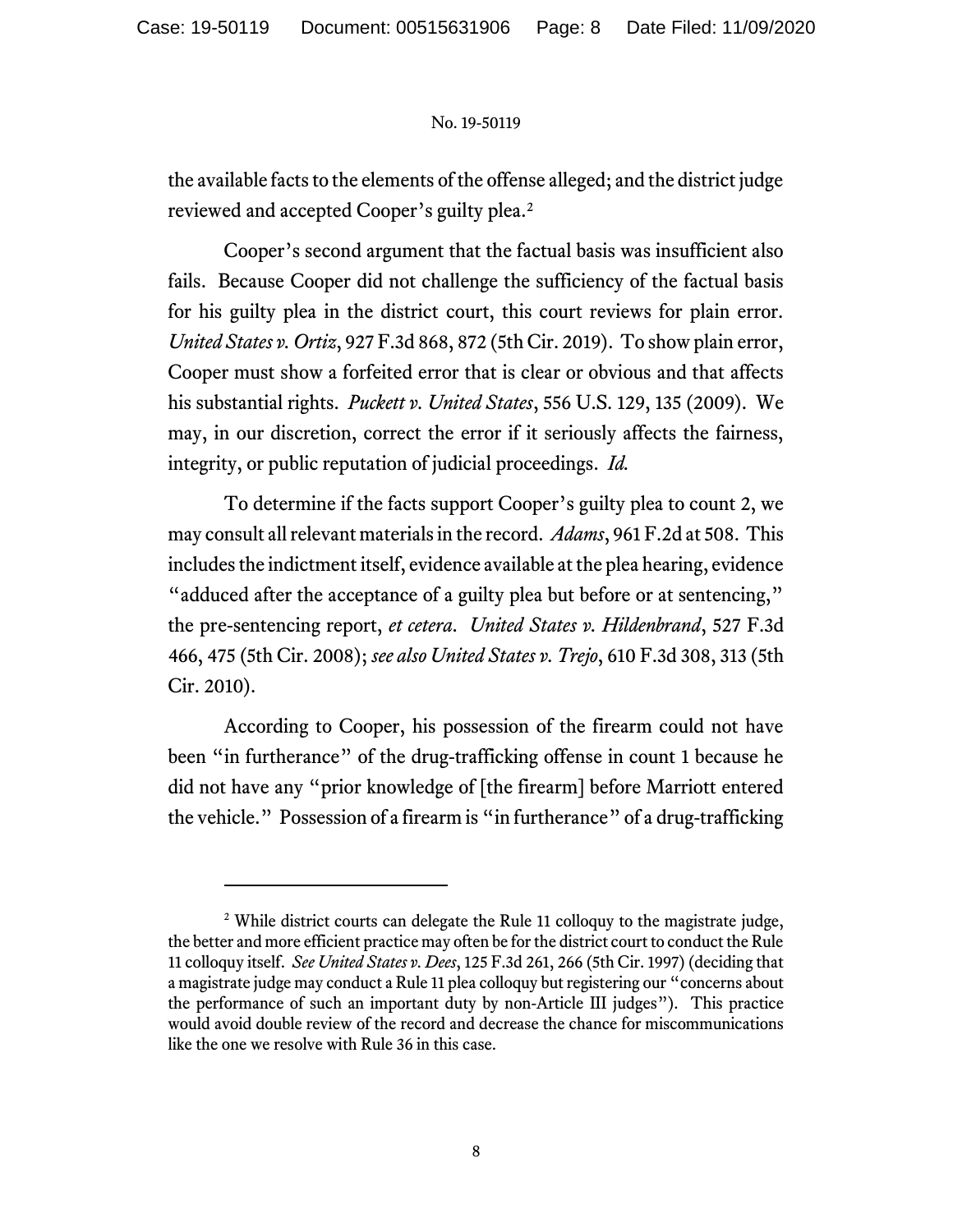the available facts to the elements of the offense alleged; and the district judge reviewed and accepted Cooper's guilty plea.[2]

Cooper's second argument that the factual basis was insufficient also fails. Because Cooper did not challenge the sufficiency of the factual basis for his guilty plea in the district court, this court reviews for plain error. *United States v. Ortiz*, 927 F.3d 868, 872 (5th Cir. 2019). To show plain error, Cooper must show a forfeited error that is clear or obvious and that affects his substantial rights. *Puckett v. United States*, 556 U.S. 129, 135 (2009). We may, in our discretion, correct the error if it seriously affects the fairness, integrity, or public reputation of judicial proceedings. *Id.*

To determine if the facts support Cooper's guilty plea to count 2, we may consult all relevant materials in the record. *Adams*, 961 F.2d at 508. This includes the indictment itself, evidence available at the plea hearing, evidence "adduced after the acceptance of a guilty plea but before or at sentencing," the pre-sentencing report, *et cetera*. *United States v. Hildenbrand*, 527 F.3d 466, 475 (5th Cir. 2008); *see also United States v. Trejo*, 610 F.3d 308, 313 (5th Cir. 2010).

According to Cooper, his possession of the firearm could not have been "in furtherance" of the drug-trafficking offense in count 1 because he did not have any "prior knowledge of [the firearm] before Marriott entered the vehicle." Possession of a firearm is "in furtherance" of a drug-trafficking

---

[2] While district courts can delegate the Rule 11 colloquy to the magistrate judge, the better and more efficient practice may often be for the district court to conduct the Rule 11 colloquy itself. *See United States v. Dees*, 125 F.3d 261, 266 (5th Cir. 1997) (deciding that a magistrate judge may conduct a Rule 11 plea colloquy but registering our "concerns about the performance of such an important duty by non-Article III judges"). This practice would avoid double review of the record and decrease the chance for miscommunications like the one we resolve with Rule 36 in this case.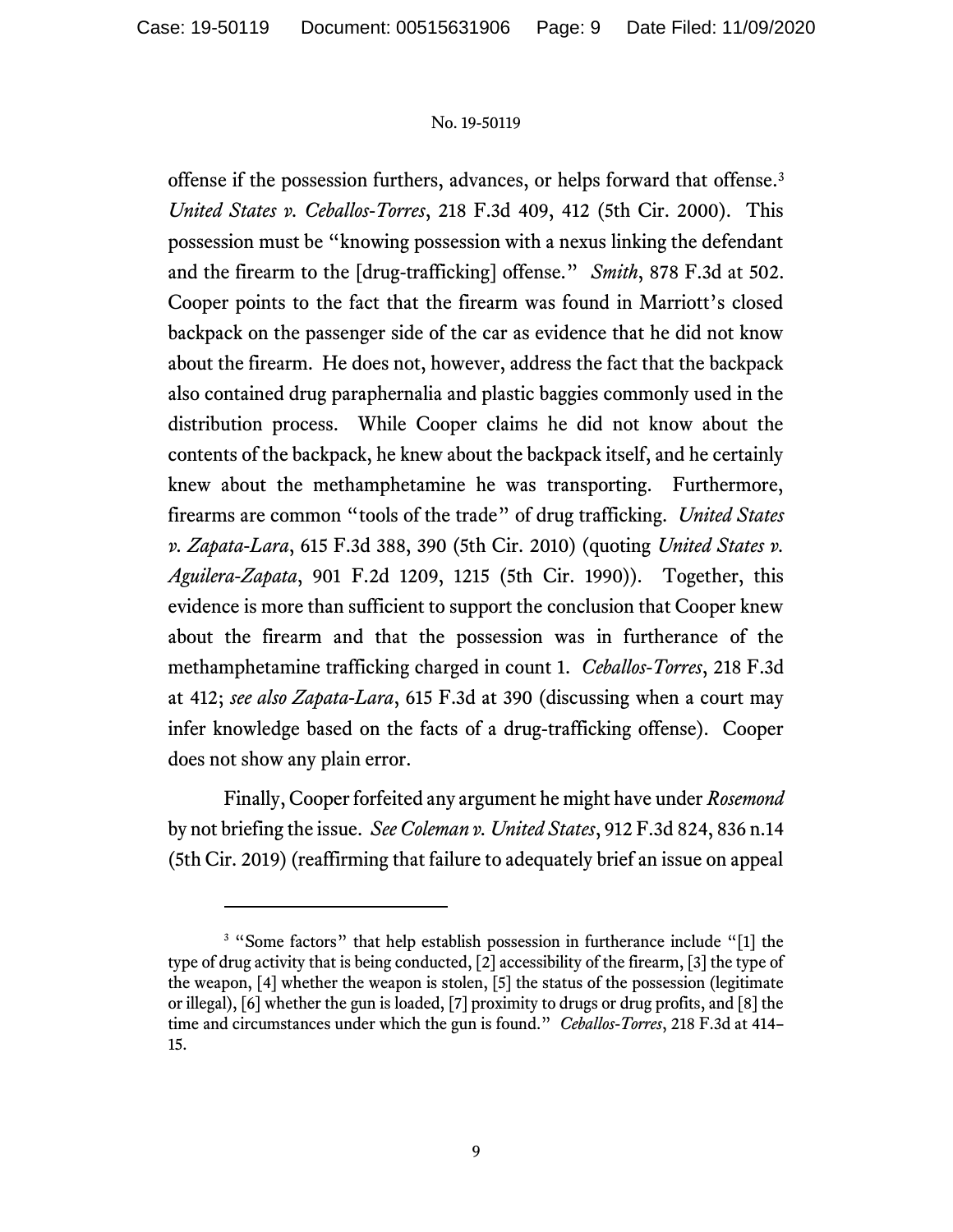offense if the possession furthers, advances, or helps forward that offense.[3] *United States v. Ceballos-Torres*, 218 F.3d 409, 412 (5th Cir. 2000). This possession must be "knowing possession with a nexus linking the defendant and the firearm to the [drug-trafficking] offense." *Smith*, 878 F.3d at 502. Cooper points to the fact that the firearm was found in Marriott's closed backpack on the passenger side of the car as evidence that he did not know about the firearm. He does not, however, address the fact that the backpack also contained drug paraphernalia and plastic baggies commonly used in the distribution process. While Cooper claims he did not know about the contents of the backpack, he knew about the backpack itself, and he certainly knew about the methamphetamine he was transporting. Furthermore, firearms are common "tools of the trade" of drug trafficking. *United States v. Zapata-Lara*, 615 F.3d 388, 390 (5th Cir. 2010) (quoting *United States v. Aguilera-Zapata*, 901 F.2d 1209, 1215 (5th Cir. 1990)). Together, this evidence is more than sufficient to support the conclusion that Cooper knew about the firearm and that the possession was in furtherance of the methamphetamine trafficking charged in count 1. *Ceballos-Torres*, 218 F.3d at 412; *see also Zapata-Lara*, 615 F.3d at 390 (discussing when a court may infer knowledge based on the facts of a drug-trafficking offense). Cooper does not show any plain error.

Finally, Cooper forfeited any argument he might have under *Rosemond* by not briefing the issue. *See Coleman v. United States*, 912 F.3d 824, 836 n.14 (5th Cir. 2019) (reaffirming that failure to adequately brief an issue on appeal

---

[3] "Some factors" that help establish possession in furtherance include "[1] the type of drug activity that is being conducted, [2] accessibility of the firearm, [3] the type of the weapon, [4] whether the weapon is stolen, [5] the status of the possession (legitimate or illegal), [6] whether the gun is loaded, [7] proximity to drugs or drug profits, and [8] the time and circumstances under which the gun is found." *Ceballos-Torres*, 218 F.3d at 414–15.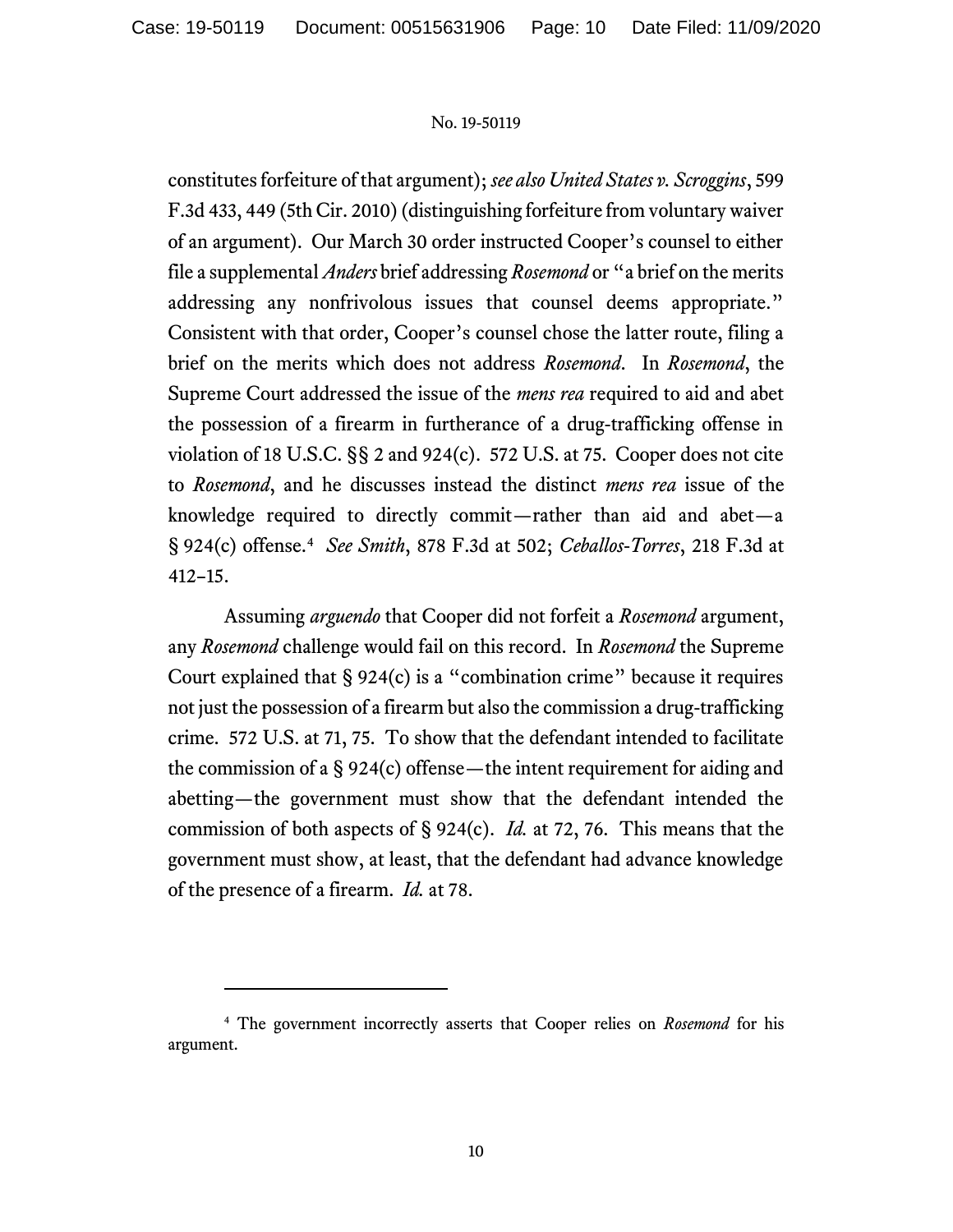constitutes forfeiture of that argument); *see also United States v. Scroggins*, 599 F.3d 433, 449 (5th Cir. 2010) (distinguishing forfeiture from voluntary waiver of an argument). Our March 30 order instructed Cooper's counsel to either file a supplemental *Anders* brief addressing *Rosemond* or "a brief on the merits addressing any nonfrivolous issues that counsel deems appropriate." Consistent with that order, Cooper's counsel chose the latter route, filing a brief on the merits which does not address *Rosemond*. In *Rosemond*, the Supreme Court addressed the issue of the *mens rea* required to aid and abet the possession of a firearm in furtherance of a drug-trafficking offense in violation of 18 U.S.C. §§ 2 and 924(c). 572 U.S. at 75. Cooper does not cite to *Rosemond*, and he discusses instead the distinct *mens rea* issue of the knowledge required to directly commit—rather than aid and abet—a § 924(c) offense.[4] *See Smith*, 878 F.3d at 502; *Ceballos-Torres*, 218 F.3d at 412–15.

Assuming *arguendo* that Cooper did not forfeit a *Rosemond* argument, any *Rosemond* challenge would fail on this record. In *Rosemond* the Supreme Court explained that § 924(c) is a "combination crime" because it requires not just the possession of a firearm but also the commission a drug-trafficking crime. 572 U.S. at 71, 75. To show that the defendant intended to facilitate the commission of a § 924(c) offense—the intent requirement for aiding and abetting—the government must show that the defendant intended the commission of both aspects of § 924(c). *Id.* at 72, 76. This means that the government must show, at least, that the defendant had advance knowledge of the presence of a firearm. *Id.* at 78.

---

[4] The government incorrectly asserts that Cooper relies on *Rosemond* for his argument.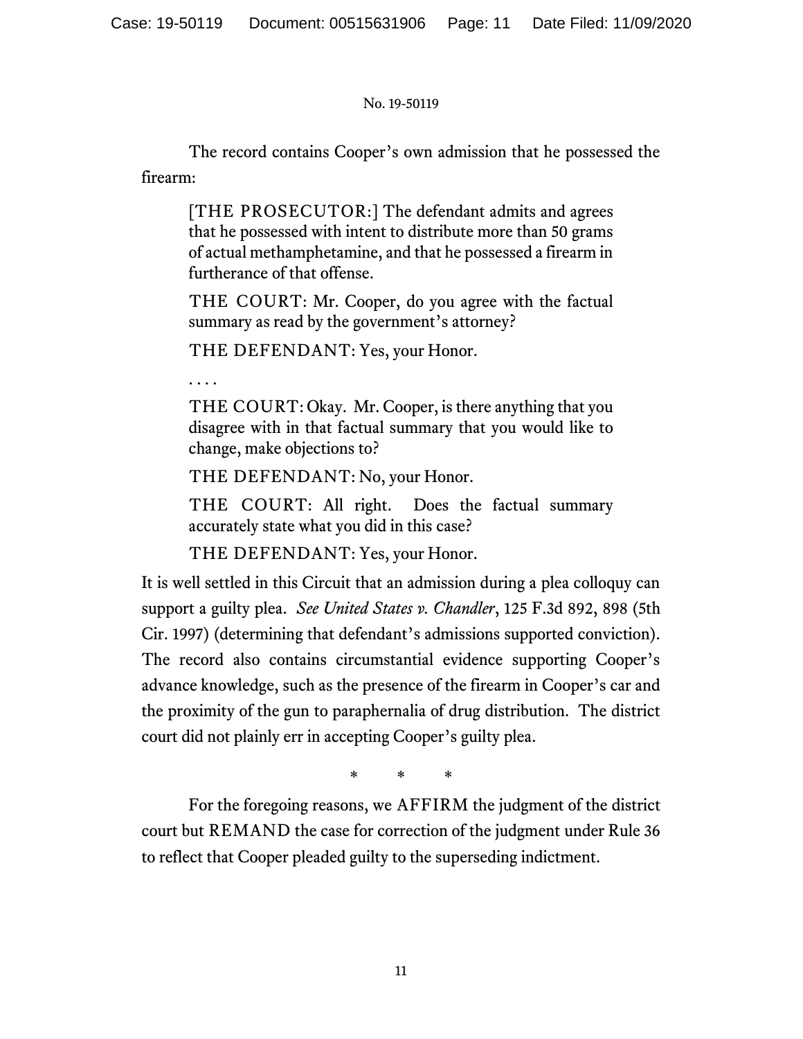The record contains Cooper's own admission that he possessed the firearm:

> [THE PROSECUTOR:] The defendant admits and agrees that he possessed with intent to distribute more than 50 grams of actual methamphetamine, and that he possessed a firearm in furtherance of that offense.
>
> THE COURT: Mr. Cooper, do you agree with the factual summary as read by the government's attorney?
>
> THE DEFENDANT: Yes, your Honor.
>
> . . . .
>
> THE COURT: Okay. Mr. Cooper, is there anything that you disagree with in that factual summary that you would like to change, make objections to?
>
> THE DEFENDANT: No, your Honor.
>
> THE COURT: All right. Does the factual summary accurately state what you did in this case?
>
> THE DEFENDANT: Yes, your Honor.

It is well settled in this Circuit that an admission during a plea colloquy can support a guilty plea. *See United States v. Chandler*, 125 F.3d 892, 898 (5th Cir. 1997) (determining that defendant's admissions supported conviction). The record also contains circumstantial evidence supporting Cooper's advance knowledge, such as the presence of the firearm in Cooper's car and the proximity of the gun to paraphernalia of drug distribution. The district court did not plainly err in accepting Cooper's guilty plea.

\* \* \*

For the foregoing reasons, we AFFIRM the judgment of the district court but REMAND the case for correction of the judgment under Rule 36 to reflect that Cooper pleaded guilty to the superseding indictment.